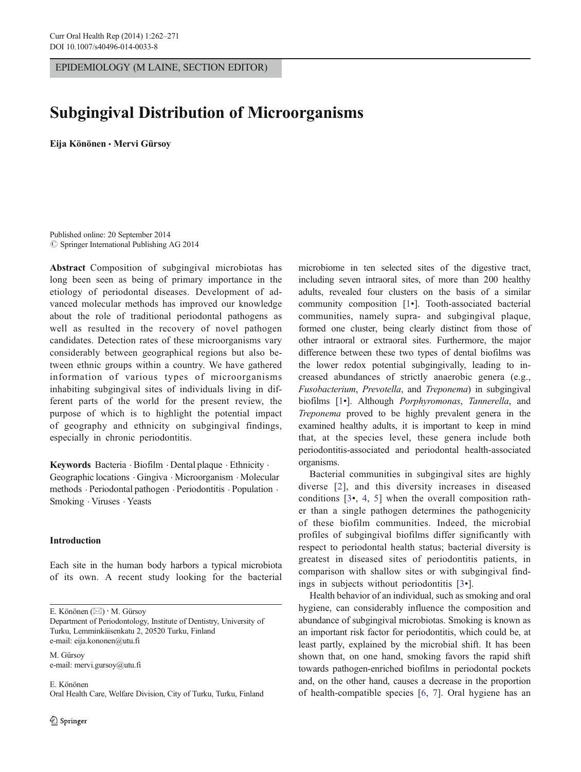EPIDEMIOLOGY (M LAINE, SECTION EDITOR)

# Subgingival Distribution of Microorganisms

**Eija Könönen · Mervi Gürsoy**

Published online: 20 September 2014
© Springer International Publishing AG 2014

**Abstract** Composition of subgingival microbiotas has long been seen as being of primary importance in the etiology of periodontal diseases. Development of advanced molecular methods has improved our knowledge about the role of traditional periodontal pathogens as well as resulted in the recovery of novel pathogen candidates. Detection rates of these microorganisms vary considerably between geographical regions but also between ethnic groups within a country. We have gathered information of various types of microorganisms inhabiting subgingival sites of individuals living in different parts of the world for the present review, the purpose of which is to highlight the potential impact of geography and ethnicity on subgingival findings, especially in chronic periodontitis.

**Keywords** Bacteria · Biofilm · Dental plaque · Ethnicity · Geographic locations · Gingiva · Microorganism · Molecular methods · Periodontal pathogen · Periodontitis · Population · Smoking · Viruses · Yeasts

E. Könönen (✉) · M. Gürsoy
Department of Periodontology, Institute of Dentistry, University of Turku, Lemminkäisenkatu 2, 20520 Turku, Finland
e-mail: eija.kononen@utu.fi

M. Gürsoy
e-mail: mervi.gursoy@utu.fi

E. Könönen
Oral Health Care, Welfare Division, City of Turku, Turku, Finland

## Introduction

Each site in the human body harbors a typical microbiota of its own. A recent study looking for the bacterial microbiome in ten selected sites of the digestive tract, including seven intraoral sites, of more than 200 healthy adults, revealed four clusters on the basis of a similar community composition [1•]. Tooth-associated bacterial communities, namely supra- and subgingival plaque, formed one cluster, being clearly distinct from those of other intraoral or extraoral sites. Furthermore, the major difference between these two types of dental biofilms was the lower redox potential subgingivally, leading to increased abundances of strictly anaerobic genera (e.g., *Fusobacterium*, *Prevotella*, and *Treponema*) in subgingival biofilms [1•]. Although *Porphyromonas*, *Tannerella*, and *Treponema* proved to be highly prevalent genera in the examined healthy adults, it is important to keep in mind that, at the species level, these genera include both periodontitis-associated and periodontal health-associated organisms.

Bacterial communities in subgingival sites are highly diverse [2], and this diversity increases in diseased conditions [3•, 4, 5] when the overall composition rather than a single pathogen determines the pathogenicity of these biofilm communities. Indeed, the microbial profiles of subgingival biofilms differ significantly with respect to periodontal health status; bacterial diversity is greatest in diseased sites of periodontitis patients, in comparison with shallow sites or with subgingival findings in subjects without periodontitis [3•].

Health behavior of an individual, such as smoking and oral hygiene, can considerably influence the composition and abundance of subgingival microbiotas. Smoking is known as an important risk factor for periodontitis, which could be, at least partly, explained by the microbial shift. It has been shown that, on one hand, smoking favors the rapid shift towards pathogen-enriched biofilms in periodontal pockets and, on the other hand, causes a decrease in the proportion of health-compatible species [6, 7]. Oral hygiene has an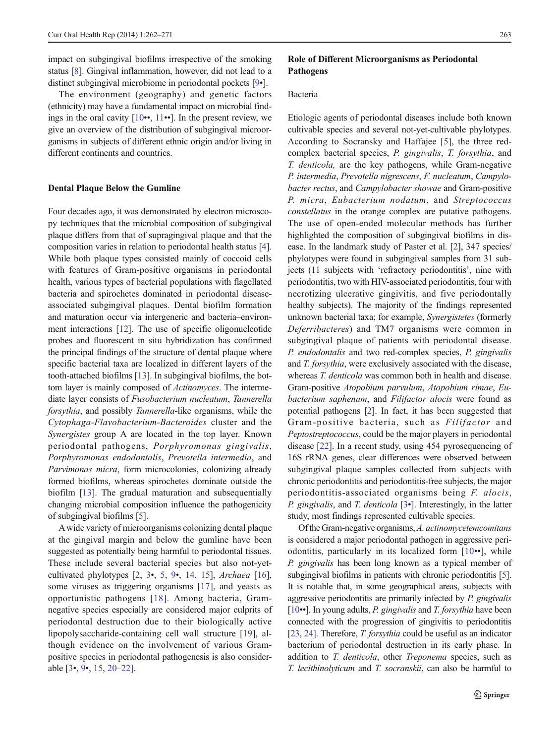impact on subgingival biofilms irrespective of the smoking status [8]. Gingival inflammation, however, did not lead to a distinct subgingival microbiome in periodontal pockets [9•].

The environment (geography) and genetic factors (ethnicity) may have a fundamental impact on microbial findings in the oral cavity [10••, 11••]. In the present review, we give an overview of the distribution of subgingival microorganisms in subjects of different ethnic origin and/or living in different continents and countries.

## Dental Plaque Below the Gumline

Four decades ago, it was demonstrated by electron microscopy techniques that the microbial composition of subgingival plaque differs from that of supragingival plaque and that the composition varies in relation to periodontal health status [4]. While both plaque types consisted mainly of coccoid cells with features of Gram-positive organisms in periodontal health, various types of bacterial populations with flagellated bacteria and spirochetes dominated in periodontal disease-associated subgingival plaques. Dental biofilm formation and maturation occur via intergeneric and bacteria–environment interactions [12]. The use of specific oligonucleotide probes and fluorescent in situ hybridization has confirmed the principal findings of the structure of dental plaque where specific bacterial taxa are localized in different layers of the tooth-attached biofilms [13]. In subgingival biofilms, the bottom layer is mainly composed of *Actinomyces*. The intermediate layer consists of *Fusobacterium nucleatum*, *Tannerella forsythia*, and possibly *Tannerella*-like organisms, while the *Cytophaga-Flavobacterium-Bacteroides* cluster and the *Synergistes* group A are located in the top layer. Known periodontal pathogens, *Porphyromonas gingivalis*, *Porphyromonas endodontalis*, *Prevotella intermedia*, and *Parvimonas micra*, form microcolonies, colonizing already formed biofilms, whereas spirochetes dominate outside the biofilm [13]. The gradual maturation and subsequentially changing microbial composition influence the pathogenicity of subgingival biofilms [5].

A wide variety of microorganisms colonizing dental plaque at the gingival margin and below the gumline have been suggested as potentially being harmful to periodontal tissues. These include several bacterial species but also not-yet-cultivated phylotypes [2, 3•, 5, 9•, 14, 15], *Archaea* [16], some viruses as triggering organisms [17], and yeasts as opportunistic pathogens [18]. Among bacteria, Gram-negative species especially are considered major culprits of periodontal destruction due to their biologically active lipopolysaccharide-containing cell wall structure [19], although evidence on the involvement of various Gram-positive species in periodontal pathogenesis is also considerable [3•, 9•, 15, 20–22].

## Role of Different Microorganisms as Periodontal Pathogens

### Bacteria

Etiologic agents of periodontal diseases include both known cultivable species and several not-yet-cultivable phylotypes. According to Socransky and Haffajee [5], the three red-complex bacterial species, *P. gingivalis*, *T. forsythia*, and *T. denticola,* are the key pathogens, while Gram-negative *P. intermedia*, *Prevotella nigrescens*, *F. nucleatum*, *Campylobacter rectus*, and *Campylobacter showae* and Gram-positive *P. micra*, *Eubacterium nodatum*, and *Streptococcus constellatus* in the orange complex are putative pathogens. The use of open-ended molecular methods has further highlighted the composition of subgingival biofilms in disease. In the landmark study of Paster et al. [2], 347 species/phylotypes were found in subgingival samples from 31 subjects (11 subjects with 'refractory periodontitis', nine with periodontitis, two with HIV-associated periodontitis, four with necrotizing ulcerative gingivitis, and five periodontally healthy subjects). The majority of the findings represented unknown bacterial taxa; for example, *Synergistetes* (formerly *Deferribacteres*) and TM7 organisms were common in subgingival plaque of patients with periodontal disease. *P. endodontalis* and two red-complex species, *P. gingivalis* and *T. forsythia*, were exclusively associated with the disease, whereas *T. denticola* was common both in health and disease. Gram-positive *Atopobium parvulum*, *Atopobium rimae*, *Eubacterium saphenum*, and *Filifactor alocis* were found as potential pathogens [2]. In fact, it has been suggested that Gram-positive bacteria, such as *Filifactor* and *Peptostreptococcus*, could be the major players in periodontal disease [22]. In a recent study, using 454 pyrosequencing of 16S rRNA genes, clear differences were observed between subgingival plaque samples collected from subjects with chronic periodontitis and periodontitis-free subjects, the major periodontitis-associated organisms being *F. alocis*, *P. gingivalis*, and *T. denticola* [3•]. Interestingly, in the latter study, most findings represented cultivable species.

Of the Gram-negative organisms, *A. actinomycetemcomitans* is considered a major periodontal pathogen in aggressive periodontitis, particularly in its localized form [10••], while *P. gingivalis* has been long known as a typical member of subgingival biofilms in patients with chronic periodontitis [5]. It is notable that, in some geographical areas, subjects with aggressive periodontitis are primarily infected by *P. gingivalis* [10••]. In young adults, *P. gingivalis* and *T. forsythia* have been connected with the progression of gingivitis to periodontitis [23, 24]. Therefore, *T. forsythia* could be useful as an indicator bacterium of periodontal destruction in its early phase. In addition to *T. denticola*, other *Treponema* species, such as *T. lecithinolyticum* and *T. socranskii*, can also be harmful to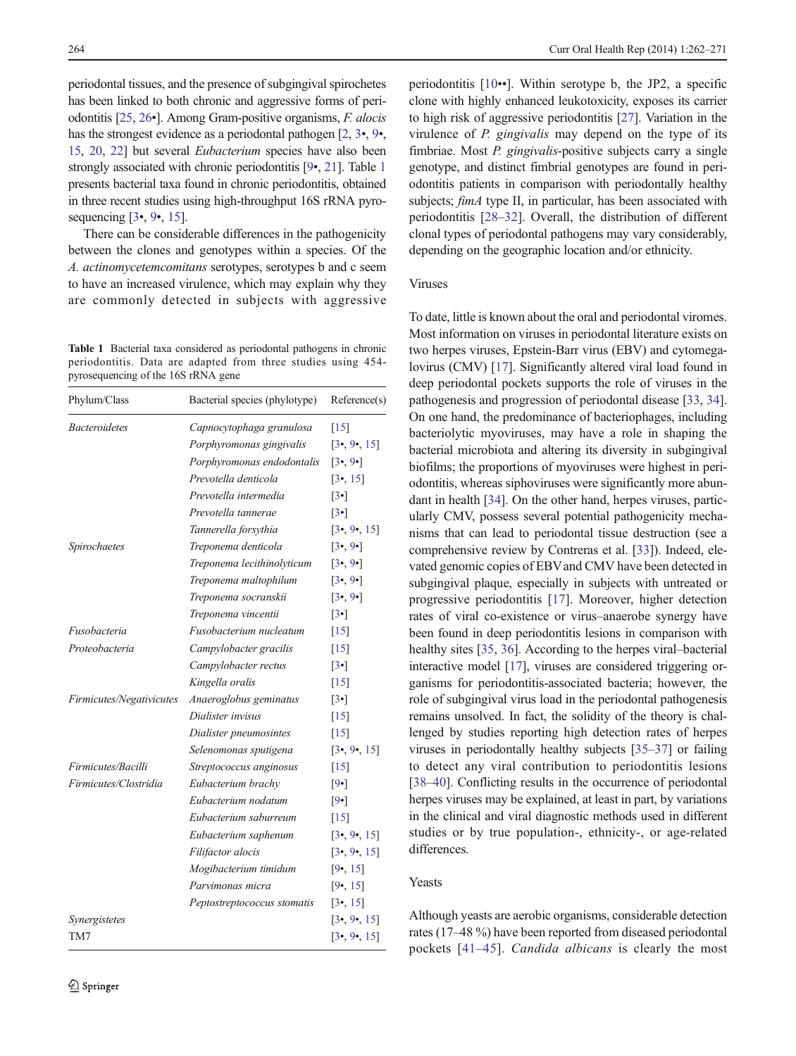periodontal tissues, and the presence of subgingival spirochetes has been linked to both chronic and aggressive forms of periodontitis [25, 26•]. Among Gram-positive organisms, *F. alocis* has the strongest evidence as a periodontal pathogen [2, 3•, 9•, 15, 20, 22] but several *Eubacterium* species have also been strongly associated with chronic periodontitis [9•, 21]. Table 1 presents bacterial taxa found in chronic periodontitis, obtained in three recent studies using high-throughput 16S rRNA pyrosequencing [3•, 9•, 15].

There can be considerable differences in the pathogenicity between the clones and genotypes within a species. Of the *A. actinomycetemcomitans* serotypes, serotypes b and c seem to have an increased virulence, which may explain why they are commonly detected in subjects with aggressive periodontitis [10••]. Within serotype b, the JP2, a specific clone with highly enhanced leukotoxicity, exposes its carrier to high risk of aggressive periodontitis [27]. Variation in the virulence of *P. gingivalis* may depend on the type of its fimbriae. Most *P. gingivalis*-positive subjects carry a single genotype, and distinct fimbrial genotypes are found in periodontitis patients in comparison with periodontally healthy subjects; *fimA* type II, in particular, has been associated with periodontitis [28–32]. Overall, the distribution of different clonal types of periodontal pathogens may vary considerably, depending on the geographic location and/or ethnicity.

**Table 1** Bacterial taxa considered as periodontal pathogens in chronic periodontitis. Data are adapted from three studies using 454-pyrosequencing of the 16S rRNA gene

| Phylum/Class | Bacterial species (phylotype) | Reference(s) |
|---|---|---|
| *Bacteroidetes* | *Capnocytophaga granulosa* | [15] |
| | *Porphyromonas gingivalis* | [3•, 9•, 15] |
| | *Porphyromonas endodontalis* | [3•, 9•] |
| | *Prevotella denticola* | [3•, 15] |
| | *Prevotella intermedia* | [3•] |
| | *Prevotella tannerae* | [3•] |
| | *Tannerella forsythia* | [3•, 9•, 15] |
| *Spirochaetes* | *Treponema denticola* | [3•, 9•] |
| | *Treponema lecithinolyticum* | [3•, 9•] |
| | *Treponema maltophilum* | [3•, 9•] |
| | *Treponema socranskii* | [3•, 9•] |
| | *Treponema vincentii* | [3•] |
| *Fusobacteria* | *Fusobacterium nucleatum* | [15] |
| *Proteobacteria* | *Campylobacter gracilis* | [15] |
| | *Campylobacter rectus* | [3•] |
| | *Kingella oralis* | [15] |
| *Firmicutes/Negativicutes* | *Anaeroglobus geminatus* | [3•] |
| | *Dialister invisus* | [15] |
| | *Dialister pneumosintes* | [15] |
| | *Selenomonas sputigena* | [3•, 9•, 15] |
| *Firmicutes/Bacilli* | *Streptococcus anginosus* | [15] |
| *Firmicutes/Clostridia* | *Eubacterium brachy* | [9•] |
| | *Eubacterium nodatum* | [9•] |
| | *Eubacterium saburreum* | [15] |
| | *Eubacterium saphenum* | [3•, 9•, 15] |
| | *Filifactor alocis* | [3•, 9•, 15] |
| | *Mogibacterium timidum* | [9•, 15] |
| | *Parvimonas micra* | [9•, 15] |
| | *Peptostreptococcus stomatis* | [3•, 15] |
| *Synergistetes* | | [3•, 9•, 15] |
| TM7 | | [3•, 9•, 15] |

## Viruses

To date, little is known about the oral and periodontal viromes. Most information on viruses in periodontal literature exists on two herpes viruses, Epstein-Barr virus (EBV) and cytomegalovirus (CMV) [17]. Significantly altered viral load found in deep periodontal pockets supports the role of viruses in the pathogenesis and progression of periodontal disease [33, 34]. On one hand, the predominance of bacteriophages, including bacteriolytic myoviruses, may have a role in shaping the bacterial microbiota and altering its diversity in subgingival biofilms; the proportions of myoviruses were highest in periodontitis, whereas siphoviruses were significantly more abundant in health [34]. On the other hand, herpes viruses, particularly CMV, possess several potential pathogenicity mechanisms that can lead to periodontal tissue destruction (see a comprehensive review by Contreras et al. [33]). Indeed, elevated genomic copies of EBV and CMV have been detected in subgingival plaque, especially in subjects with untreated or progressive periodontitis [17]. Moreover, higher detection rates of viral co-existence or virus–anaerobe synergy have been found in deep periodontitis lesions in comparison with healthy sites [35, 36]. According to the herpes viral–bacterial interactive model [17], viruses are considered triggering organisms for periodontitis-associated bacteria; however, the role of subgingival virus load in the periodontal pathogenesis remains unsolved. In fact, the solidity of the theory is challenged by studies reporting high detection rates of herpes viruses in periodontally healthy subjects [35–37] or failing to detect any viral contribution to periodontitis lesions [38–40]. Conflicting results in the occurrence of periodontal herpes viruses may be explained, at least in part, by variations in the clinical and viral diagnostic methods used in different studies or by true population-, ethnicity-, or age-related differences.

## Yeasts

Although yeasts are aerobic organisms, considerable detection rates (17–48 %) have been reported from diseased periodontal pockets [41–45]. *Candida albicans* is clearly the most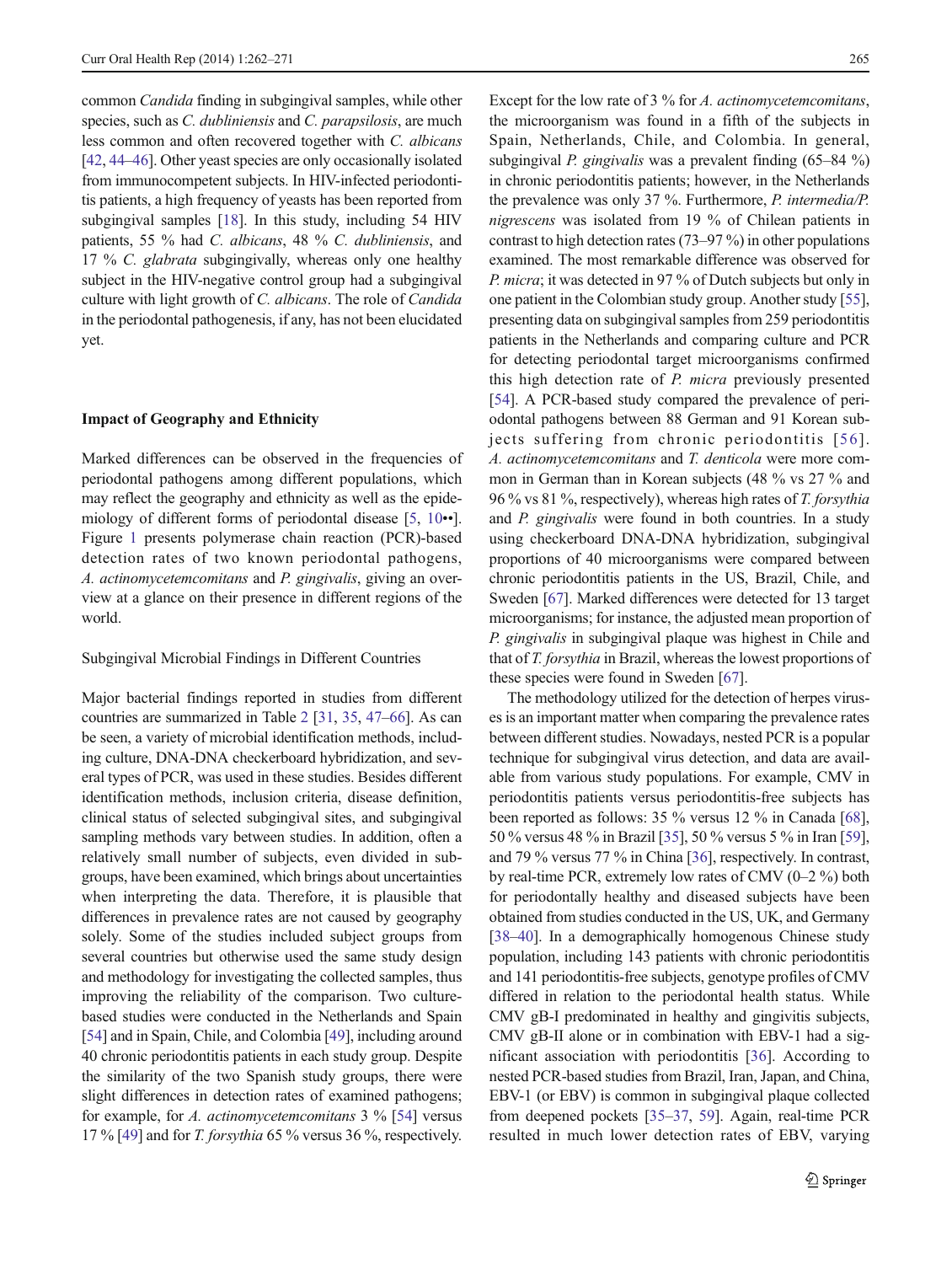common *Candida* finding in subgingival samples, while other species, such as *C. dubliniensis* and *C. parapsilosis*, are much less common and often recovered together with *C. albicans* [42, 44–46]. Other yeast species are only occasionally isolated from immunocompetent subjects. In HIV-infected periodontitis patients, a high frequency of yeasts has been reported from subgingival samples [18]. In this study, including 54 HIV patients, 55 % had *C. albicans*, 48 % *C. dubliniensis*, and 17 % *C. glabrata* subgingivally, whereas only one healthy subject in the HIV-negative control group had a subgingival culture with light growth of *C. albicans*. The role of *Candida* in the periodontal pathogenesis, if any, has not been elucidated yet.

## Impact of Geography and Ethnicity

Marked differences can be observed in the frequencies of periodontal pathogens among different populations, which may reflect the geography and ethnicity as well as the epidemiology of different forms of periodontal disease [5, 10••]. Figure 1 presents polymerase chain reaction (PCR)-based detection rates of two known periodontal pathogens, *A. actinomycetemcomitans* and *P. gingivalis*, giving an overview at a glance on their presence in different regions of the world.

### Subgingival Microbial Findings in Different Countries

Major bacterial findings reported in studies from different countries are summarized in Table 2 [31, 35, 47–66]. As can be seen, a variety of microbial identification methods, including culture, DNA-DNA checkerboard hybridization, and several types of PCR, was used in these studies. Besides different identification methods, inclusion criteria, disease definition, clinical status of selected subgingival sites, and subgingival sampling methods vary between studies. In addition, often a relatively small number of subjects, even divided in subgroups, have been examined, which brings about uncertainties when interpreting the data. Therefore, it is plausible that differences in prevalence rates are not caused by geography solely. Some of the studies included subject groups from several countries but otherwise used the same study design and methodology for investigating the collected samples, thus improving the reliability of the comparison. Two culture-based studies were conducted in the Netherlands and Spain [54] and in Spain, Chile, and Colombia [49], including around 40 chronic periodontitis patients in each study group. Despite the similarity of the two Spanish study groups, there were slight differences in detection rates of examined pathogens; for example, for *A. actinomycetemcomitans* 3 % [54] versus 17 % [49] and for *T. forsythia* 65 % versus 36 %, respectively. Except for the low rate of 3 % for *A. actinomycetemcomitans*, the microorganism was found in a fifth of the subjects in Spain, Netherlands, Chile, and Colombia. In general, subgingival *P. gingivalis* was a prevalent finding (65–84 %) in chronic periodontitis patients; however, in the Netherlands the prevalence was only 37 %. Furthermore, *P. intermedia/P. nigrescens* was isolated from 19 % of Chilean patients in contrast to high detection rates (73–97 %) in other populations examined. The most remarkable difference was observed for *P. micra*; it was detected in 97 % of Dutch subjects but only in one patient in the Colombian study group. Another study [55], presenting data on subgingival samples from 259 periodontitis patients in the Netherlands and comparing culture and PCR for detecting periodontal target microorganisms confirmed this high detection rate of *P. micra* previously presented [54]. A PCR-based study compared the prevalence of periodontal pathogens between 88 German and 91 Korean subjects suffering from chronic periodontitis [56]. *A. actinomycetemcomitans* and *T. denticola* were more common in German than in Korean subjects (48 % vs 27 % and 96 % vs 81 %, respectively), whereas high rates of *T. forsythia* and *P. gingivalis* were found in both countries. In a study using checkerboard DNA-DNA hybridization, subgingival proportions of 40 microorganisms were compared between chronic periodontitis patients in the US, Brazil, Chile, and Sweden [67]. Marked differences were detected for 13 target microorganisms; for instance, the adjusted mean proportion of *P. gingivalis* in subgingival plaque was highest in Chile and that of *T. forsythia* in Brazil, whereas the lowest proportions of these species were found in Sweden [67].

The methodology utilized for the detection of herpes viruses is an important matter when comparing the prevalence rates between different studies. Nowadays, nested PCR is a popular technique for subgingival virus detection, and data are available from various study populations. For example, CMV in periodontitis patients versus periodontitis-free subjects has been reported as follows: 35 % versus 12 % in Canada [68], 50 % versus 48 % in Brazil [35], 50 % versus 5 % in Iran [59], and 79 % versus 77 % in China [36], respectively. In contrast, by real-time PCR, extremely low rates of CMV (0–2 %) both for periodontally healthy and diseased subjects have been obtained from studies conducted in the US, UK, and Germany [38–40]. In a demographically homogenous Chinese study population, including 143 patients with chronic periodontitis and 141 periodontitis-free subjects, genotype profiles of CMV differed in relation to the periodontal health status. While CMV gB-I predominated in healthy and gingivitis subjects, CMV gB-II alone or in combination with EBV-1 had a significant association with periodontitis [36]. According to nested PCR-based studies from Brazil, Iran, Japan, and China, EBV-1 (or EBV) is common in subgingival plaque collected from deepened pockets [35–37, 59]. Again, real-time PCR resulted in much lower detection rates of EBV, varying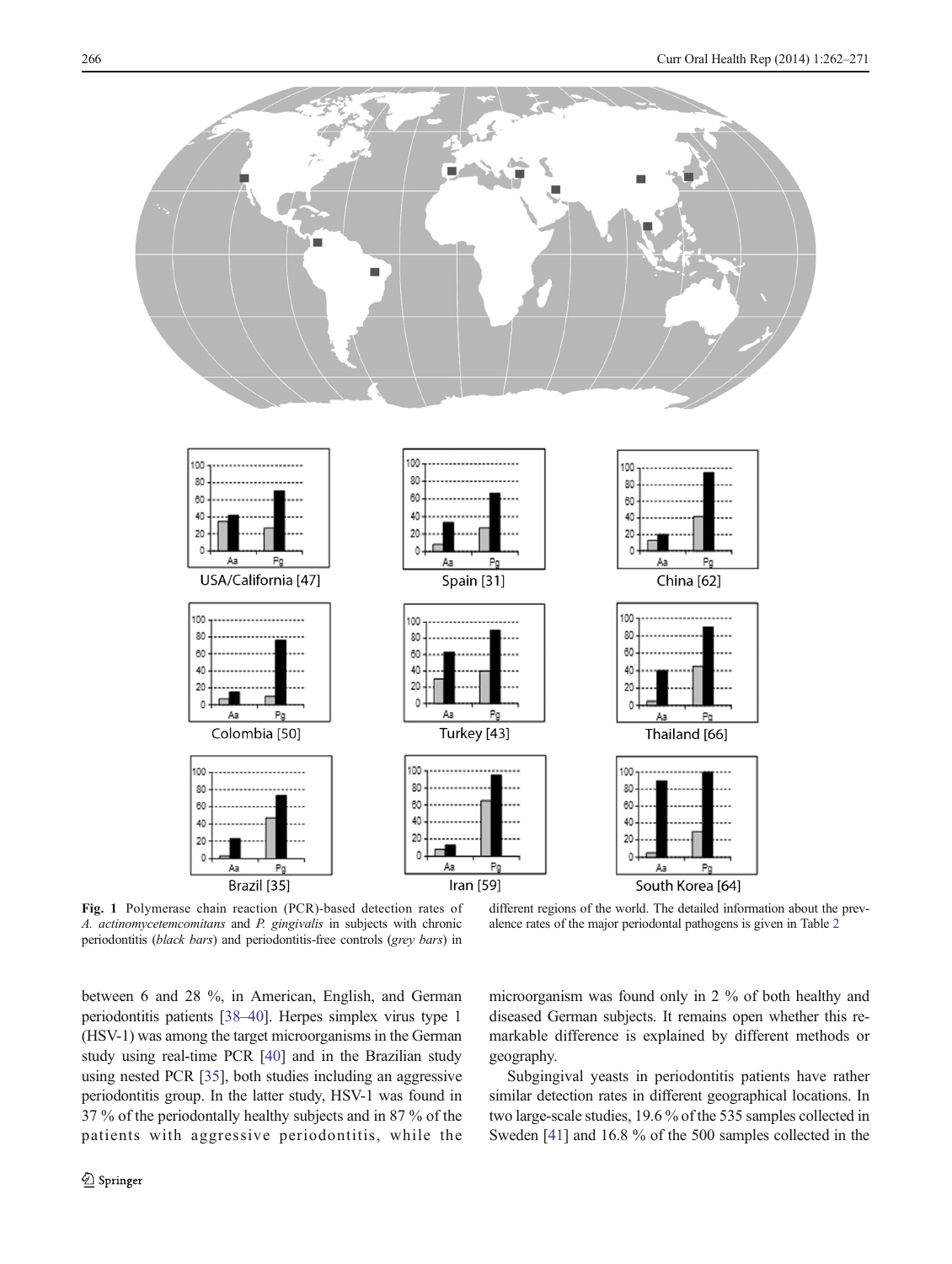**Fig. 1** Polymerase chain reaction (PCR)-based detection rates of *A. actinomycetemcomitans* and *P. gingivalis* in subjects with chronic periodontitis (*black bars*) and periodontitis-free controls (*grey bars*) in different regions of the world. The detailed information about the prevalence rates of the major periodontal pathogens is given in Table 2

between 6 and 28 %, in American, English, and German periodontitis patients [38–40]. Herpes simplex virus type 1 (HSV-1) was among the target microorganisms in the German study using real-time PCR [40] and in the Brazilian study using nested PCR [35], both studies including an aggressive periodontitis group. In the latter study, HSV-1 was found in 37 % of the periodontally healthy subjects and in 87 % of the patients with aggressive periodontitis, while the microorganism was found only in 2 % of both healthy and diseased German subjects. It remains open whether this remarkable difference is explained by different methods or geography.

Subgingival yeasts in periodontitis patients have rather similar detection rates in different geographical locations. In two large-scale studies, 19.6 % of the 535 samples collected in Sweden [41] and 16.8 % of the 500 samples collected in the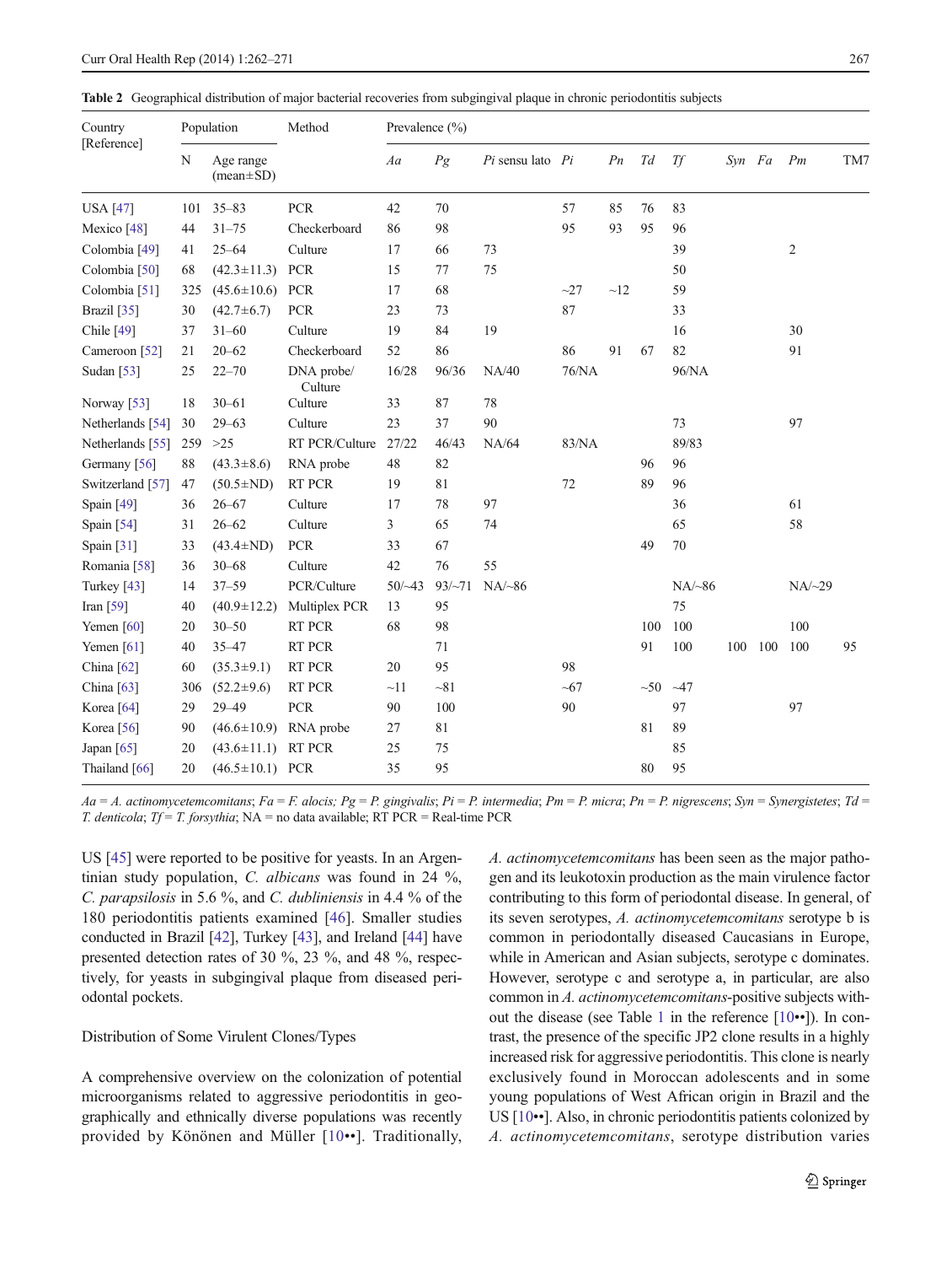**Table 2** Geographical distribution of major bacterial recoveries from subgingival plaque in chronic periodontitis subjects

| Country [Reference] | Population | | Method | Prevalence (%) | | | | | | | | | | |
|---|---|---|---|---|---|---|---|---|---|---|---|---|---|---|
| | N | Age range (mean±SD) | | *Aa* | *Pg* | *Pi* sensu lato | *Pi* | *Pn* | *Td* | *Tf* | *Syn* | *Fa* | *Pm* | TM7 |
| USA [47] | 101 | 35–83 | PCR | 42 | 70 | | 57 | 85 | 76 | 83 | | | | |
| Mexico [48] | 44 | 31–75 | Checkerboard | 86 | 98 | | 95 | 93 | 95 | 96 | | | | |
| Colombia [49] | 41 | 25–64 | Culture | 17 | 66 | 73 | | | | 39 | | | 2 | |
| Colombia [50] | 68 | (42.3±11.3) | PCR | 15 | 77 | 75 | | | | 50 | | | | |
| Colombia [51] | 325 | (45.6±10.6) | PCR | 17 | 68 | | ~27 | ~12 | | 59 | | | | |
| Brazil [35] | 30 | (42.7±6.7) | PCR | 23 | 73 | | 87 | | | 33 | | | | |
| Chile [49] | 37 | 31–60 | Culture | 19 | 84 | 19 | | | | 16 | | | 30 | |
| Cameroon [52] | 21 | 20–62 | Checkerboard | 52 | 86 | | 86 | 91 | 67 | 82 | | | 91 | |
| Sudan [53] | 25 | 22–70 | DNA probe/ Culture | 16/28 | 96/36 | NA/40 | 76/NA | | | 96/NA | | | | |
| Norway [53] | 18 | 30–61 | Culture | 33 | 87 | 78 | | | | | | | | |
| Netherlands [54] | 30 | 29–63 | Culture | 23 | 37 | 90 | | | | 73 | | | 97 | |
| Netherlands [55] | 259 | >25 | RT PCR/Culture | 27/22 | 46/43 | NA/64 | 83/NA | | | 89/83 | | | | |
| Germany [56] | 88 | (43.3±8.6) | RNA probe | 48 | 82 | | | | 96 | 96 | | | | |
| Switzerland [57] | 47 | (50.5±ND) | RT PCR | 19 | 81 | | 72 | | 89 | 96 | | | | |
| Spain [49] | 36 | 26–67 | Culture | 17 | 78 | 97 | | | | 36 | | | 61 | |
| Spain [54] | 31 | 26–62 | Culture | 3 | 65 | 74 | | | | 65 | | | 58 | |
| Spain [31] | 33 | (43.4±ND) | PCR | 33 | 67 | | | | 49 | 70 | | | | |
| Romania [58] | 36 | 30–68 | Culture | 42 | 76 | 55 | | | | | | | | |
| Turkey [43] | 14 | 37–59 | PCR/Culture | 50/~43 | 93/~71 | NA/~86 | | | | NA/~86 | | | NA/~29 | |
| Iran [59] | 40 | (40.9±12.2) | Multiplex PCR | 13 | 95 | | | | | 75 | | | | |
| Yemen [60] | 20 | 30–50 | RT PCR | 68 | 98 | | | | 100 | 100 | | | 100 | |
| Yemen [61] | 40 | 35–47 | RT PCR | | 71 | | | | 91 | 100 | 100 | 100 | 100 | 95 |
| China [62] | 60 | (35.3±9.1) | RT PCR | 20 | 95 | | 98 | | | | | | | |
| China [63] | 306 | (52.2±9.6) | RT PCR | ~11 | ~81 | | ~67 | | ~50 | ~47 | | | | |
| Korea [64] | 29 | 29–49 | PCR | 90 | 100 | | 90 | | | 97 | | | 97 | |
| Korea [56] | 90 | (46.6±10.9) | RNA probe | 27 | 81 | | | | 81 | 89 | | | | |
| Japan [65] | 20 | (43.6±11.1) | RT PCR | 25 | 75 | | | | | 85 | | | | |
| Thailand [66] | 20 | (46.5±10.1) | PCR | 35 | 95 | | | | 80 | 95 | | | | |

*Aa* = *A. actinomycetemcomitans*; *Fa* = *F. alocis; Pg* = *P. gingivalis*; *Pi* = *P. intermedia*; *Pm* = *P. micra*; *Pn* = *P. nigrescens*; *Syn* = *Synergistetes*; *Td* = *T. denticola*; *Tf* = *T. forsythia*; NA = no data available; RT PCR = Real-time PCR

US [45] were reported to be positive for yeasts. In an Argentinian study population, *C. albicans* was found in 24 %, *C. parapsilosis* in 5.6 %, and *C. dubliniensis* in 4.4 % of the 180 periodontitis patients examined [46]. Smaller studies conducted in Brazil [42], Turkey [43], and Ireland [44] have presented detection rates of 30 %, 23 %, and 48 %, respectively, for yeasts in subgingival plaque from diseased periodontal pockets.

## Distribution of Some Virulent Clones/Types

A comprehensive overview on the colonization of potential microorganisms related to aggressive periodontitis in geographically and ethnically diverse populations was recently provided by Könönen and Müller [10••]. Traditionally, *A. actinomycetemcomitans* has been seen as the major pathogen and its leukotoxin production as the main virulence factor contributing to this form of periodontal disease. In general, of its seven serotypes, *A. actinomycetemcomitans* serotype b is common in periodontally diseased Caucasians in Europe, while in American and Asian subjects, serotype c dominates. However, serotype c and serotype a, in particular, are also common in *A. actinomycetemcomitans*-positive subjects without the disease (see Table 1 in the reference [10••]). In contrast, the presence of the specific JP2 clone results in a highly increased risk for aggressive periodontitis. This clone is nearly exclusively found in Moroccan adolescents and in some young populations of West African origin in Brazil and the US [10••]. Also, in chronic periodontitis patients colonized by *A. actinomycetemcomitans*, serotype distribution varies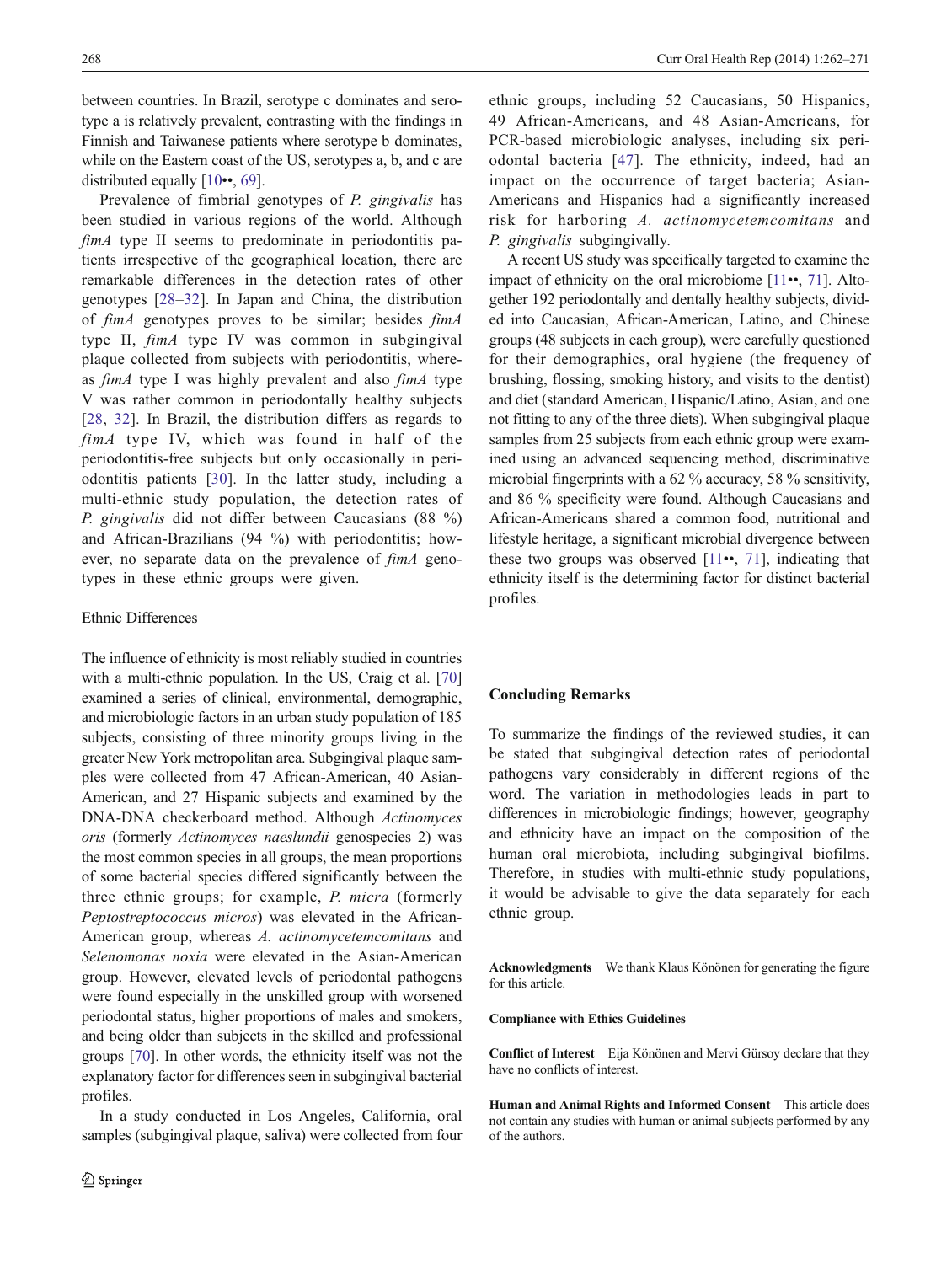between countries. In Brazil, serotype c dominates and serotype a is relatively prevalent, contrasting with the findings in Finnish and Taiwanese patients where serotype b dominates, while on the Eastern coast of the US, serotypes a, b, and c are distributed equally [10••, 69].

Prevalence of fimbrial genotypes of *P. gingivalis* has been studied in various regions of the world. Although *fimA* type II seems to predominate in periodontitis patients irrespective of the geographical location, there are remarkable differences in the detection rates of other genotypes [28–32]. In Japan and China, the distribution of *fimA* genotypes proves to be similar; besides *fimA* type II, *fimA* type IV was common in subgingival plaque collected from subjects with periodontitis, whereas *fimA* type I was highly prevalent and also *fimA* type V was rather common in periodontally healthy subjects [28, 32]. In Brazil, the distribution differs as regards to *fimA* type IV, which was found in half of the periodontitis-free subjects but only occasionally in periodontitis patients [30]. In the latter study, including a multi-ethnic study population, the detection rates of *P. gingivalis* did not differ between Caucasians (88 %) and African-Brazilians (94 %) with periodontitis; however, no separate data on the prevalence of *fimA* genotypes in these ethnic groups were given.

### Ethnic Differences

The influence of ethnicity is most reliably studied in countries with a multi-ethnic population. In the US, Craig et al. [70] examined a series of clinical, environmental, demographic, and microbiologic factors in an urban study population of 185 subjects, consisting of three minority groups living in the greater New York metropolitan area. Subgingival plaque samples were collected from 47 African-American, 40 Asian-American, and 27 Hispanic subjects and examined by the DNA-DNA checkerboard method. Although *Actinomyces oris* (formerly *Actinomyces naeslundii* genospecies 2) was the most common species in all groups, the mean proportions of some bacterial species differed significantly between the three ethnic groups; for example, *P. micra* (formerly *Peptostreptococcus micros*) was elevated in the African-American group, whereas *A. actinomycetemcomitans* and *Selenomonas noxia* were elevated in the Asian-American group. However, elevated levels of periodontal pathogens were found especially in the unskilled group with worsened periodontal status, higher proportions of males and smokers, and being older than subjects in the skilled and professional groups [70]. In other words, the ethnicity itself was not the explanatory factor for differences seen in subgingival bacterial profiles.

In a study conducted in Los Angeles, California, oral samples (subgingival plaque, saliva) were collected from four ethnic groups, including 52 Caucasians, 50 Hispanics, 49 African-Americans, and 48 Asian-Americans, for PCR-based microbiologic analyses, including six periodontal bacteria [47]. The ethnicity, indeed, had an impact on the occurrence of target bacteria; Asian-Americans and Hispanics had a significantly increased risk for harboring *A. actinomycetemcomitans* and *P. gingivalis* subgingivally.

A recent US study was specifically targeted to examine the impact of ethnicity on the oral microbiome [11••, 71]. Altogether 192 periodontally and dentally healthy subjects, divided into Caucasian, African-American, Latino, and Chinese groups (48 subjects in each group), were carefully questioned for their demographics, oral hygiene (the frequency of brushing, flossing, smoking history, and visits to the dentist) and diet (standard American, Hispanic/Latino, Asian, and one not fitting to any of the three diets). When subgingival plaque samples from 25 subjects from each ethnic group were examined using an advanced sequencing method, discriminative microbial fingerprints with a 62 % accuracy, 58 % sensitivity, and 86 % specificity were found. Although Caucasians and African-Americans shared a common food, nutritional and lifestyle heritage, a significant microbial divergence between these two groups was observed [11••, 71], indicating that ethnicity itself is the determining factor for distinct bacterial profiles.

## Concluding Remarks

To summarize the findings of the reviewed studies, it can be stated that subgingival detection rates of periodontal pathogens vary considerably in different regions of the word. The variation in methodologies leads in part to differences in microbiologic findings; however, geography and ethnicity have an impact on the composition of the human oral microbiota, including subgingival biofilms. Therefore, in studies with multi-ethnic study populations, it would be advisable to give the data separately for each ethnic group.

**Acknowledgments** We thank Klaus Könönen for generating the figure for this article.

**Compliance with Ethics Guidelines**

**Conflict of Interest** Eija Könönen and Mervi Gürsoy declare that they have no conflicts of interest.

**Human and Animal Rights and Informed Consent** This article does not contain any studies with human or animal subjects performed by any of the authors.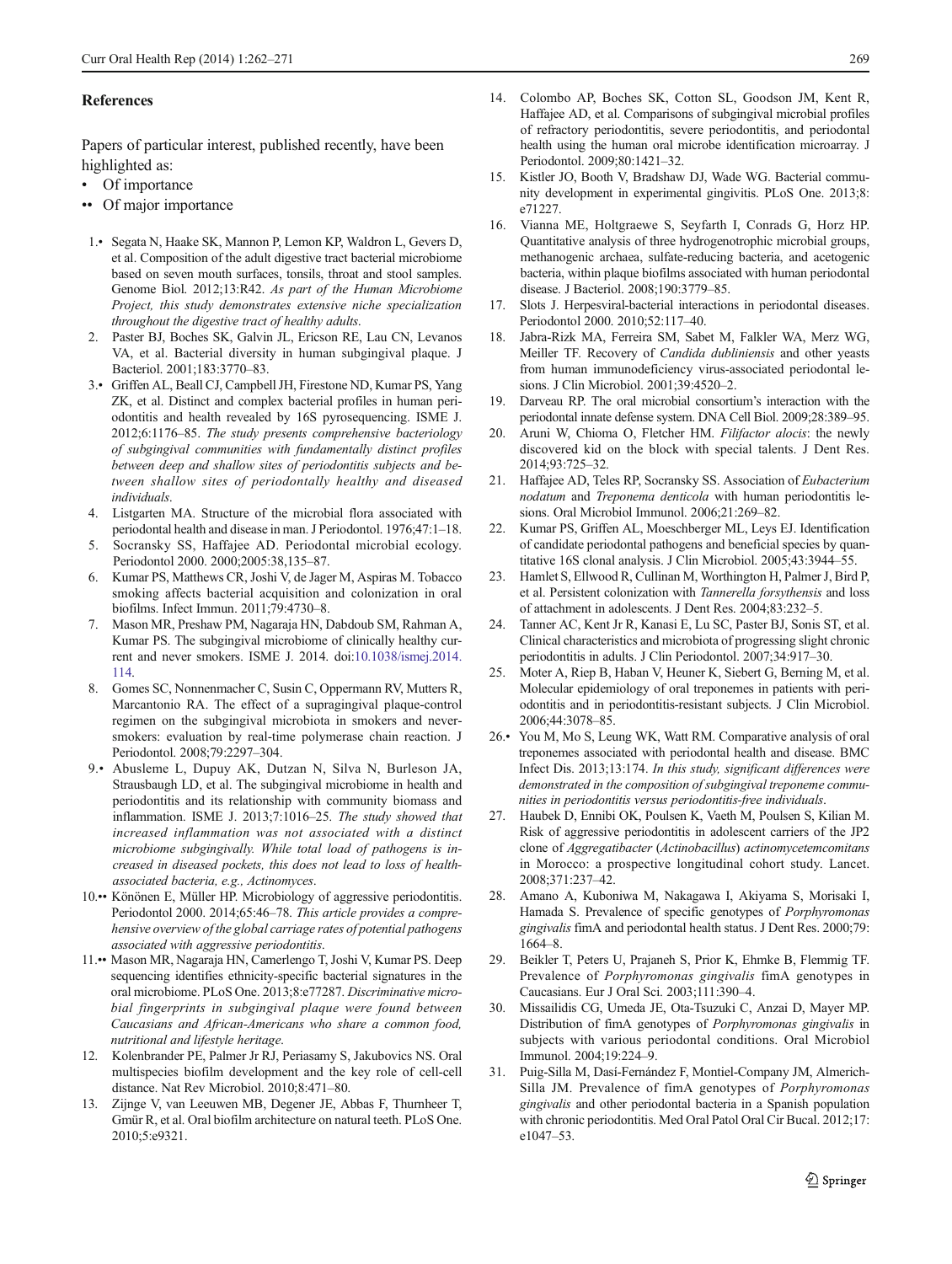## References

Papers of particular interest, published recently, have been highlighted as:

- • Of importance
- •• Of major importance

1.• Segata N, Haake SK, Mannon P, Lemon KP, Waldron L, Gevers D, et al. Composition of the adult digestive tract bacterial microbiome based on seven mouth surfaces, tonsils, throat and stool samples. Genome Biol. 2012;13:R42. *As part of the Human Microbiome Project, this study demonstrates extensive niche specialization throughout the digestive tract of healthy adults.*
2. Paster BJ, Boches SK, Galvin JL, Ericson RE, Lau CN, Levanos VA, et al. Bacterial diversity in human subgingival plaque. J Bacteriol. 2001;183:3770–83.
3.• Griffen AL, Beall CJ, Campbell JH, Firestone ND, Kumar PS, Yang ZK, et al. Distinct and complex bacterial profiles in human periodontitis and health revealed by 16S pyrosequencing. ISME J. 2012;6:1176–85. *The study presents comprehensive bacteriology of subgingival communities with fundamentally distinct profiles between deep and shallow sites of periodontitis subjects and between shallow sites of periodontally healthy and diseased individuals.*
4. Listgarten MA. Structure of the microbial flora associated with periodontal health and disease in man. J Periodontol. 1976;47:1–18.
5. Socransky SS, Haffajee AD. Periodontal microbial ecology. Periodontol 2000. 2000;2005:38,135–87.
6. Kumar PS, Matthews CR, Joshi V, de Jager M, Aspiras M. Tobacco smoking affects bacterial acquisition and colonization in oral biofilms. Infect Immun. 2011;79:4730–8.
7. Mason MR, Preshaw PM, Nagaraja HN, Dabdoub SM, Rahman A, Kumar PS. The subgingival microbiome of clinically healthy current and never smokers. ISME J. 2014. doi:10.1038/ismej.2014.114.
8. Gomes SC, Nonnenmacher C, Susin C, Oppermann RV, Mutters R, Marcantonio RA. The effect of a supragingival plaque-control regimen on the subgingival microbiota in smokers and never-smokers: evaluation by real-time polymerase chain reaction. J Periodontol. 2008;79:2297–304.
9.• Abusleme L, Dupuy AK, Dutzan N, Silva N, Burleson JA, Strausbaugh LD, et al. The subgingival microbiome in health and periodontitis and its relationship with community biomass and inflammation. ISME J. 2013;7:1016–25. *The study showed that increased inflammation was not associated with a distinct microbiome subgingivally. While total load of pathogens is increased in diseased pockets, this does not lead to loss of health-associated bacteria, e.g., Actinomyces.*
10.•• Könönen E, Müller HP. Microbiology of aggressive periodontitis. Periodontol 2000. 2014;65:46–78. *This article provides a comprehensive overview of the global carriage rates of potential pathogens associated with aggressive periodontitis.*
11.•• Mason MR, Nagaraja HN, Camerlengo T, Joshi V, Kumar PS. Deep sequencing identifies ethnicity-specific bacterial signatures in the oral microbiome. PLoS One. 2013;8:e77287. *Discriminative microbial fingerprints in subgingival plaque were found between Caucasians and African-Americans who share a common food, nutritional and lifestyle heritage.*
12. Kolenbrander PE, Palmer Jr RJ, Periasamy S, Jakubovics NS. Oral multispecies biofilm development and the key role of cell-cell distance. Nat Rev Microbiol. 2010;8:471–80.
13. Zijnge V, van Leeuwen MB, Degener JE, Abbas F, Thurnheer T, Gmür R, et al. Oral biofilm architecture on natural teeth. PLoS One. 2010;5:e9321.
14. Colombo AP, Boches SK, Cotton SL, Goodson JM, Kent R, Haffajee AD, et al. Comparisons of subgingival microbial profiles of refractory periodontitis, severe periodontitis, and periodontal health using the human oral microbe identification microarray. J Periodontol. 2009;80:1421–32.
15. Kistler JO, Booth V, Bradshaw DJ, Wade WG. Bacterial community development in experimental gingivitis. PLoS One. 2013;8:e71227.
16. Vianna ME, Holtgraewe S, Seyfarth I, Conrads G, Horz HP. Quantitative analysis of three hydrogenotrophic microbial groups, methanogenic archaea, sulfate-reducing bacteria, and acetogenic bacteria, within plaque biofilms associated with human periodontal disease. J Bacteriol. 2008;190:3779–85.
17. Slots J. Herpesviral-bacterial interactions in periodontal diseases. Periodontol 2000. 2010;52:117–40.
18. Jabra-Rizk MA, Ferreira SM, Sabet M, Falkler WA, Merz WG, Meiller TF. Recovery of *Candida dubliniensis* and other yeasts from human immunodeficiency virus-associated periodontal lesions. J Clin Microbiol. 2001;39:4520–2.
19. Darveau RP. The oral microbial consortium's interaction with the periodontal innate defense system. DNA Cell Biol. 2009;28:389–95.
20. Aruni W, Chioma O, Fletcher HM. *Filifactor alocis*: the newly discovered kid on the block with special talents. J Dent Res. 2014;93:725–32.
21. Haffajee AD, Teles RP, Socransky SS. Association of *Eubacterium nodatum* and *Treponema denticola* with human periodontitis lesions. Oral Microbiol Immunol. 2006;21:269–82.
22. Kumar PS, Griffen AL, Moeschberger ML, Leys EJ. Identification of candidate periodontal pathogens and beneficial species by quantitative 16S clonal analysis. J Clin Microbiol. 2005;43:3944–55.
23. Hamlet S, Ellwood R, Cullinan M, Worthington H, Palmer J, Bird P, et al. Persistent colonization with *Tannerella forsythensis* and loss of attachment in adolescents. J Dent Res. 2004;83:232–5.
24. Tanner AC, Kent Jr R, Kanasi E, Lu SC, Paster BJ, Sonis ST, et al. Clinical characteristics and microbiota of progressing slight chronic periodontitis in adults. J Clin Periodontol. 2007;34:917–30.
25. Moter A, Riep B, Haban V, Heuner K, Siebert G, Berning M, et al. Molecular epidemiology of oral treponemes in patients with periodontitis and in periodontitis-resistant subjects. J Clin Microbiol. 2006;44:3078–85.
26.• You M, Mo S, Leung WK, Watt RM. Comparative analysis of oral treponemes associated with periodontal health and disease. BMC Infect Dis. 2013;13:174. *In this study, significant differences were demonstrated in the composition of subgingival treponeme communities in periodontitis versus periodontitis-free individuals.*
27. Haubek D, Ennibi OK, Poulsen K, Vaeth M, Poulsen S, Kilian M. Risk of aggressive periodontitis in adolescent carriers of the JP2 clone of *Aggregatibacter* (*Actinobacillus*) *actinomycetemcomitans* in Morocco: a prospective longitudinal cohort study. Lancet. 2008;371:237–42.
28. Amano A, Kuboniwa M, Nakagawa I, Akiyama S, Morisaki I, Hamada S. Prevalence of specific genotypes of *Porphyromonas gingivalis* fimA and periodontal health status. J Dent Res. 2000;79:1664–8.
29. Beikler T, Peters U, Prajaneh S, Prior K, Ehmke B, Flemmig TF. Prevalence of *Porphyromonas gingivalis* fimA genotypes in Caucasians. Eur J Oral Sci. 2003;111:390–4.
30. Missailidis CG, Umeda JE, Ota-Tsuzuki C, Anzai D, Mayer MP. Distribution of fimA genotypes of *Porphyromonas gingivalis* in subjects with various periodontal conditions. Oral Microbiol Immunol. 2004;19:224–9.
31. Puig-Silla M, Dasí-Fernández F, Montiel-Company JM, Almerich-Silla JM. Prevalence of fimA genotypes of *Porphyromonas gingivalis* and other periodontal bacteria in a Spanish population with chronic periodontitis. Med Oral Patol Oral Cir Bucal. 2012;17:e1047–53.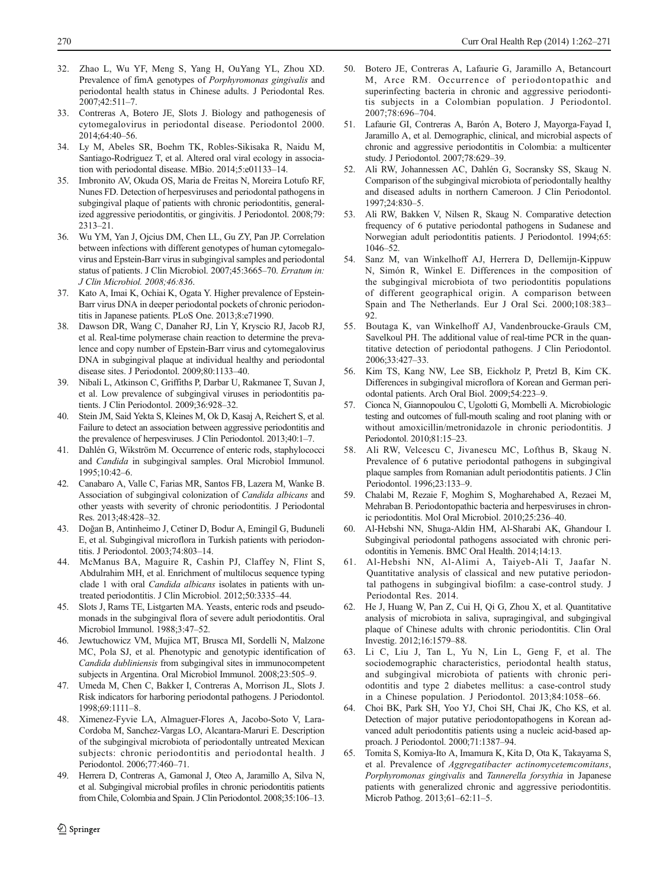32. Zhao L, Wu YF, Meng S, Yang H, OuYang YL, Zhou XD. Prevalence of fimA genotypes of *Porphyromonas gingivalis* and periodontal health status in Chinese adults. J Periodontal Res. 2007;42:511–7.
33. Contreras A, Botero JE, Slots J. Biology and pathogenesis of cytomegalovirus in periodontal disease. Periodontol 2000. 2014;64:40–56.
34. Ly M, Abeles SR, Boehm TK, Robles-Sikisaka R, Naidu M, Santiago-Rodriguez T, et al. Altered oral viral ecology in association with periodontal disease. MBio. 2014;5:e01133–14.
35. Imbronito AV, Okuda OS, Maria de Freitas N, Moreira Lotufo RF, Nunes FD. Detection of herpesviruses and periodontal pathogens in subgingival plaque of patients with chronic periodontitis, generalized aggressive periodontitis, or gingivitis. J Periodontol. 2008;79:2313–21.
36. Wu YM, Yan J, Ojcius DM, Chen LL, Gu ZY, Pan JP. Correlation between infections with different genotypes of human cytomegalovirus and Epstein-Barr virus in subgingival samples and periodontal status of patients. J Clin Microbiol. 2007;45:3665–70. *Erratum in: J Clin Microbiol. 2008;46:836*.
37. Kato A, Imai K, Ochiai K, Ogata Y. Higher prevalence of Epstein-Barr virus DNA in deeper periodontal pockets of chronic periodontitis in Japanese patients. PLoS One. 2013;8:e71990.
38. Dawson DR, Wang C, Danaher RJ, Lin Y, Kryscio RJ, Jacob RJ, et al. Real-time polymerase chain reaction to determine the prevalence and copy number of Epstein-Barr virus and cytomegalovirus DNA in subgingival plaque at individual healthy and periodontal disease sites. J Periodontol. 2009;80:1133–40.
39. Nibali L, Atkinson C, Griffiths P, Darbar U, Rakmanee T, Suvan J, et al. Low prevalence of subgingival viruses in periodontitis patients. J Clin Periodontol. 2009;36:928–32.
40. Stein JM, Said Yekta S, Kleines M, Ok D, Kasaj A, Reichert S, et al. Failure to detect an association between aggressive periodontitis and the prevalence of herpesviruses. J Clin Periodontol. 2013;40:1–7.
41. Dahlén G, Wikström M. Occurrence of enteric rods, staphylococci and *Candida* in subgingival samples. Oral Microbiol Immunol. 1995;10:42–6.
42. Canabaro A, Valle C, Farias MR, Santos FB, Lazera M, Wanke B. Association of subgingival colonization of *Candida albicans* and other yeasts with severity of chronic periodontitis. J Periodontal Res. 2013;48:428–32.
43. Doğan B, Antinheimo J, Cetiner D, Bodur A, Emingil G, Buduneli E, et al. Subgingival microflora in Turkish patients with periodontitis. J Periodontol. 2003;74:803–14.
44. McManus BA, Maguire R, Cashin PJ, Claffey N, Flint S, Abdulrahim MH, et al. Enrichment of multilocus sequence typing clade 1 with oral *Candida albicans* isolates in patients with untreated periodontitis. J Clin Microbiol. 2012;50:3335–44.
45. Slots J, Rams TE, Listgarten MA. Yeasts, enteric rods and pseudomonads in the subgingival flora of severe adult periodontitis. Oral Microbiol Immunol. 1988;3:47–52.
46. Jewtuchowicz VM, Mujica MT, Brusca MI, Sordelli N, Malzone MC, Pola SJ, et al. Phenotypic and genotypic identification of *Candida dubliniensis* from subgingival sites in immunocompetent subjects in Argentina. Oral Microbiol Immunol. 2008;23:505–9.
47. Umeda M, Chen C, Bakker I, Contreras A, Morrison JL, Slots J. Risk indicators for harboring periodontal pathogens. J Periodontol. 1998;69:1111–8.
48. Ximenez-Fyvie LA, Almaguer-Flores A, Jacobo-Soto V, Lara-Cordoba M, Sanchez-Vargas LO, Alcantara-Maruri E. Description of the subgingival microbiota of periodontally untreated Mexican subjects: chronic periodontitis and periodontal health. J Periodontol. 2006;77:460–71.
49. Herrera D, Contreras A, Gamonal J, Oteo A, Jaramillo A, Silva N, et al. Subgingival microbial profiles in chronic periodontitis patients from Chile, Colombia and Spain. J Clin Periodontol. 2008;35:106–13.
50. Botero JE, Contreras A, Lafaurie G, Jaramillo A, Betancourt M, Arce RM. Occurrence of periodontopathic and superinfecting bacteria in chronic and aggressive periodontitis subjects in a Colombian population. J Periodontol. 2007;78:696–704.
51. Lafaurie GI, Contreras A, Barón A, Botero J, Mayorga-Fayad I, Jaramillo A, et al. Demographic, clinical, and microbial aspects of chronic and aggressive periodontitis in Colombia: a multicenter study. J Periodontol. 2007;78:629–39.
52. Ali RW, Johannessen AC, Dahlén G, Socransky SS, Skaug N. Comparison of the subgingival microbiota of periodontally healthy and diseased adults in northern Cameroon. J Clin Periodontol. 1997;24:830–5.
53. Ali RW, Bakken V, Nilsen R, Skaug N. Comparative detection frequency of 6 putative periodontal pathogens in Sudanese and Norwegian adult periodontitis patients. J Periodontol. 1994;65:1046–52.
54. Sanz M, van Winkelhoff AJ, Herrera D, Dellemijn-Kippuw N, Simón R, Winkel E. Differences in the composition of the subgingival microbiota of two periodontitis populations of different geographical origin. A comparison between Spain and The Netherlands. Eur J Oral Sci. 2000;108:383–92.
55. Boutaga K, van Winkelhoff AJ, Vandenbroucke-Grauls CM, Savelkoul PH. The additional value of real-time PCR in the quantitative detection of periodontal pathogens. J Clin Periodontol. 2006;33:427–33.
56. Kim TS, Kang NW, Lee SB, Eickholz P, Pretzl B, Kim CK. Differences in subgingival microflora of Korean and German periodontal patients. Arch Oral Biol. 2009;54:223–9.
57. Cionca N, Giannopoulou C, Ugolotti G, Mombelli A. Microbiologic testing and outcomes of full-mouth scaling and root planing with or without amoxicillin/metronidazole in chronic periodontitis. J Periodontol. 2010;81:15–23.
58. Ali RW, Velcescu C, Jivanescu MC, Lofthus B, Skaug N. Prevalence of 6 putative periodontal pathogens in subgingival plaque samples from Romanian adult periodontitis patients. J Clin Periodontol. 1996;23:133–9.
59. Chalabi M, Rezaie F, Moghim S, Mogharehabed A, Rezaei M, Mehraban B. Periodontopathic bacteria and herpesviruses in chronic periodontitis. Mol Oral Microbiol. 2010;25:236–40.
60. Al-Hebshi NN, Shuga-Aldin HM, Al-Sharabi AK, Ghandour I. Subgingival periodontal pathogens associated with chronic periodontitis in Yemenis. BMC Oral Health. 2014;14:13.
61. Al-Hebshi NN, Al-Alimi A, Taiyeb-Ali T, Jaafar N. Quantitative analysis of classical and new putative periodontal pathogens in subgingival biofilm: a case-control study. J Periodontal Res. 2014.
62. He J, Huang W, Pan Z, Cui H, Qi G, Zhou X, et al. Quantitative analysis of microbiota in saliva, supragingival, and subgingival plaque of Chinese adults with chronic periodontitis. Clin Oral Investig. 2012;16:1579–88.
63. Li C, Liu J, Tan L, Yu N, Lin L, Geng F, et al. The sociodemographic characteristics, periodontal health status, and subgingival microbiota of patients with chronic periodontitis and type 2 diabetes mellitus: a case-control study in a Chinese population. J Periodontol. 2013;84:1058–66.
64. Choi BK, Park SH, Yoo YJ, Choi SH, Chai JK, Cho KS, et al. Detection of major putative periodontopathogens in Korean advanced adult periodontitis patients using a nucleic acid-based approach. J Periodontol. 2000;71:1387–94.
65. Tomita S, Komiya-Ito A, Imamura K, Kita D, Ota K, Takayama S, et al. Prevalence of *Aggregatibacter actinomycetemcomitans*, *Porphyromonas gingivalis* and *Tannerella forsythia* in Japanese patients with generalized chronic and aggressive periodontitis. Microb Pathog. 2013;61–62:11–5.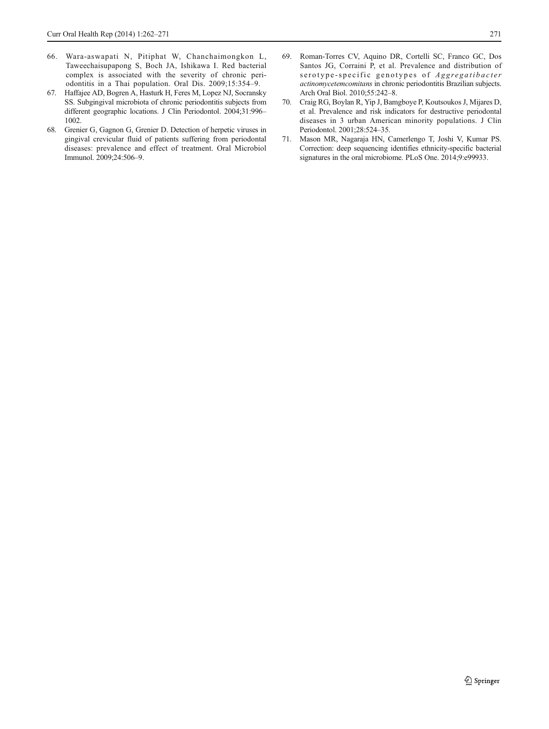66. Wara-aswapati N, Pitiphat W, Chanchaimongkon L, Taweechaisupapong S, Boch JA, Ishikawa I. Red bacterial complex is associated with the severity of chronic periodontitis in a Thai population. Oral Dis. 2009;15:354–9.
67. Haffajee AD, Bogren A, Hasturk H, Feres M, Lopez NJ, Socransky SS. Subgingival microbiota of chronic periodontitis subjects from different geographic locations. J Clin Periodontol. 2004;31:996–1002.
68. Grenier G, Gagnon G, Grenier D. Detection of herpetic viruses in gingival crevicular fluid of patients suffering from periodontal diseases: prevalence and effect of treatment. Oral Microbiol Immunol. 2009;24:506–9.
69. Roman-Torres CV, Aquino DR, Cortelli SC, Franco GC, Dos Santos JG, Corraini P, et al. Prevalence and distribution of serotype-specific genotypes of *Aggregatibacter actinomycetemcomitans* in chronic periodontitis Brazilian subjects. Arch Oral Biol. 2010;55:242–8.
70. Craig RG, Boylan R, Yip J, Bamgboye P, Koutsoukos J, Mijares D, et al. Prevalence and risk indicators for destructive periodontal diseases in 3 urban American minority populations. J Clin Periodontol. 2001;28:524–35.
71. Mason MR, Nagaraja HN, Camerlengo T, Joshi V, Kumar PS. Correction: deep sequencing identifies ethnicity-specific bacterial signatures in the oral microbiome. PLoS One. 2014;9:e99933.